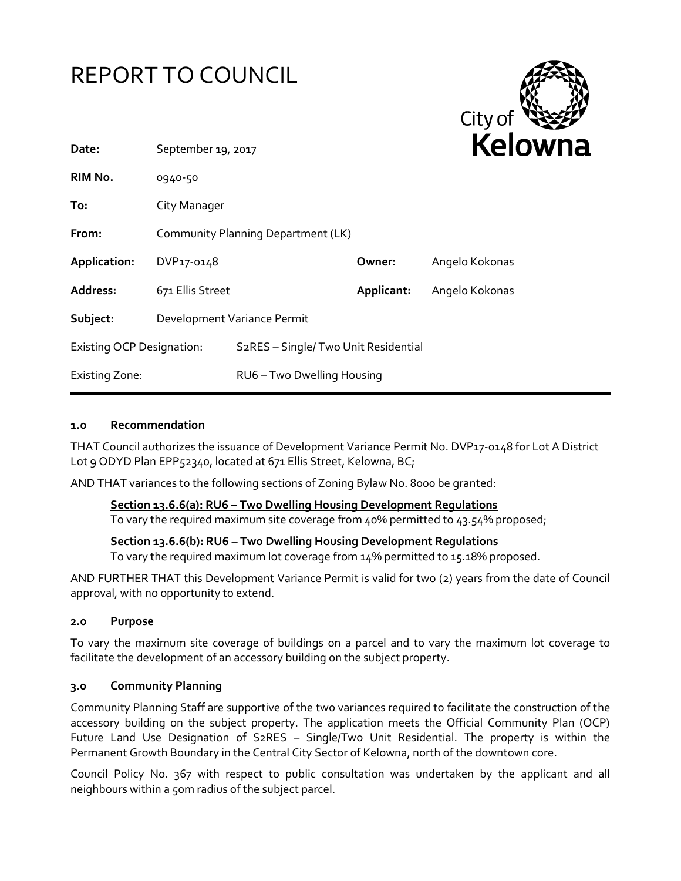# REPORT TO COUNCIL

| | | | |
|---|---|---|---|
| **Date:** | September 19, 2017 | | |
| **RIM No.** | 0940-50 | | |
| **To:** | City Manager | | |
| **From:** | Community Planning Department (LK) | | |
| **Application:** | DVP17-0148 | **Owner:** | Angelo Kokonas |
| **Address:** | 671 Ellis Street | **Applicant:** | Angelo Kokonas |
| **Subject:** | Development Variance Permit | | |
| Existing OCP Designation: | S2RES – Single/ Two Unit Residential | | |
| Existing Zone: | RU6 – Two Dwelling Housing | | |

### 1.0 Recommendation

THAT Council authorizes the issuance of Development Variance Permit No. DVP17-0148 for Lot A District Lot 9 ODYD Plan EPP52340, located at 671 Ellis Street, Kelowna, BC;

AND THAT variances to the following sections of Zoning Bylaw No. 8000 be granted:

> **Section 13.6.6(a): RU6 – Two Dwelling Housing Development Regulations**
> To vary the required maximum site coverage from 40% permitted to 43.54% proposed;
>
> **Section 13.6.6(b): RU6 – Two Dwelling Housing Development Regulations**
> To vary the required maximum lot coverage from 14% permitted to 15.18% proposed.

AND FURTHER THAT this Development Variance Permit is valid for two (2) years from the date of Council approval, with no opportunity to extend.

### 2.0 Purpose

To vary the maximum site coverage of buildings on a parcel and to vary the maximum lot coverage to facilitate the development of an accessory building on the subject property.

### 3.0 Community Planning

Community Planning Staff are supportive of the two variances required to facilitate the construction of the accessory building on the subject property. The application meets the Official Community Plan (OCP) Future Land Use Designation of S2RES – Single/Two Unit Residential. The property is within the Permanent Growth Boundary in the Central City Sector of Kelowna, north of the downtown core.

Council Policy No. 367 with respect to public consultation was undertaken by the applicant and all neighbours within a 50m radius of the subject parcel.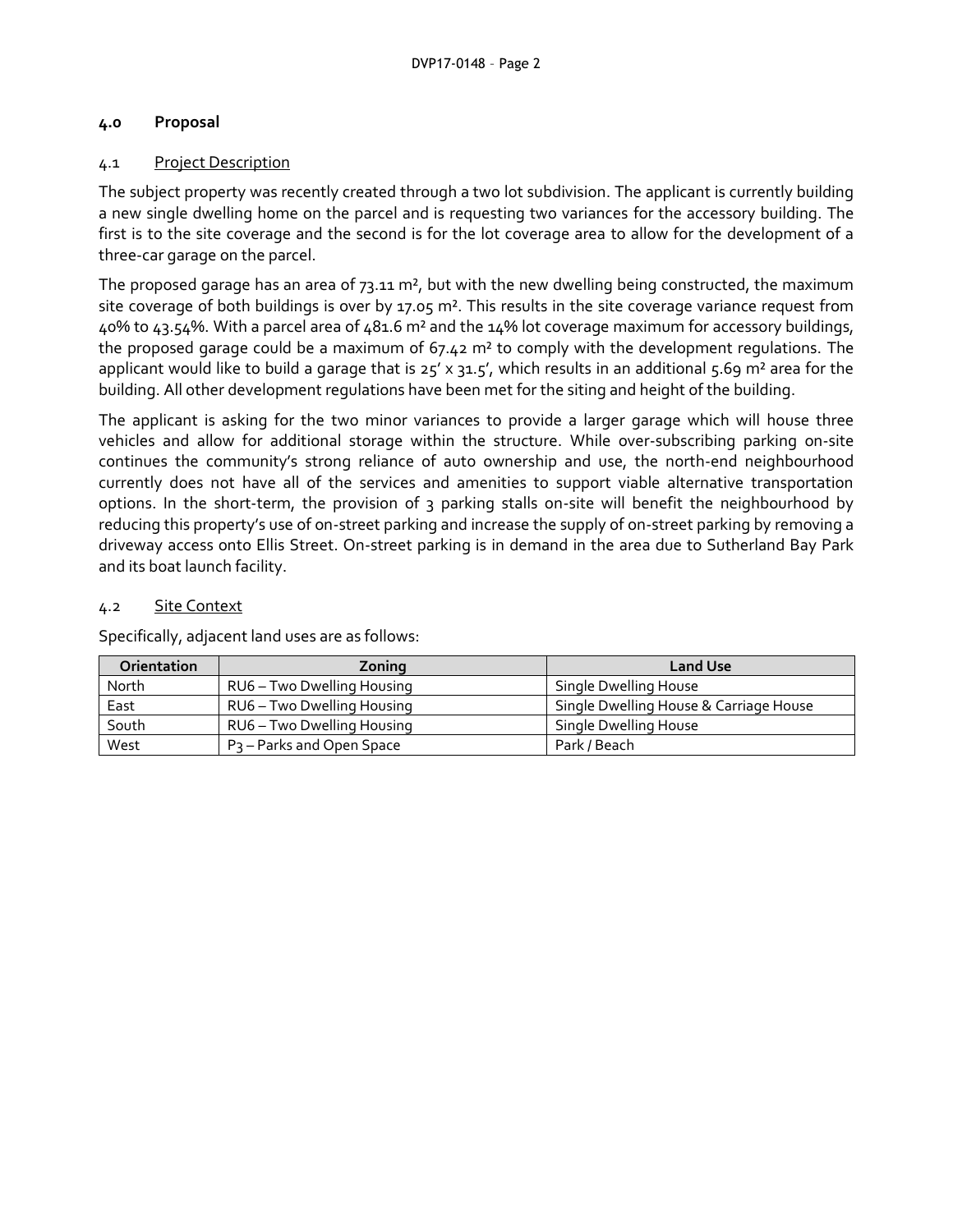## 4.0 Proposal

### 4.1 Project Description

The subject property was recently created through a two lot subdivision. The applicant is currently building a new single dwelling home on the parcel and is requesting two variances for the accessory building. The first is to the site coverage and the second is for the lot coverage area to allow for the development of a three-car garage on the parcel.

The proposed garage has an area of 73.11 m², but with the new dwelling being constructed, the maximum site coverage of both buildings is over by 17.05 m². This results in the site coverage variance request from 40% to 43.54%. With a parcel area of 481.6 m² and the 14% lot coverage maximum for accessory buildings, the proposed garage could be a maximum of 67.42 m² to comply with the development regulations. The applicant would like to build a garage that is 25' x 31.5', which results in an additional 5.69 m² area for the building. All other development regulations have been met for the siting and height of the building.

The applicant is asking for the two minor variances to provide a larger garage which will house three vehicles and allow for additional storage within the structure. While over-subscribing parking on-site continues the community's strong reliance of auto ownership and use, the north-end neighbourhood currently does not have all of the services and amenities to support viable alternative transportation options. In the short-term, the provision of 3 parking stalls on-site will benefit the neighbourhood by reducing this property's use of on-street parking and increase the supply of on-street parking by removing a driveway access onto Ellis Street. On-street parking is in demand in the area due to Sutherland Bay Park and its boat launch facility.

### 4.2 Site Context

Specifically, adjacent land uses are as follows:

| Orientation | Zoning | Land Use |
|---|---|---|
| North | RU6 – Two Dwelling Housing | Single Dwelling House |
| East | RU6 – Two Dwelling Housing | Single Dwelling House & Carriage House |
| South | RU6 – Two Dwelling Housing | Single Dwelling House |
| West | P3 – Parks and Open Space | Park / Beach |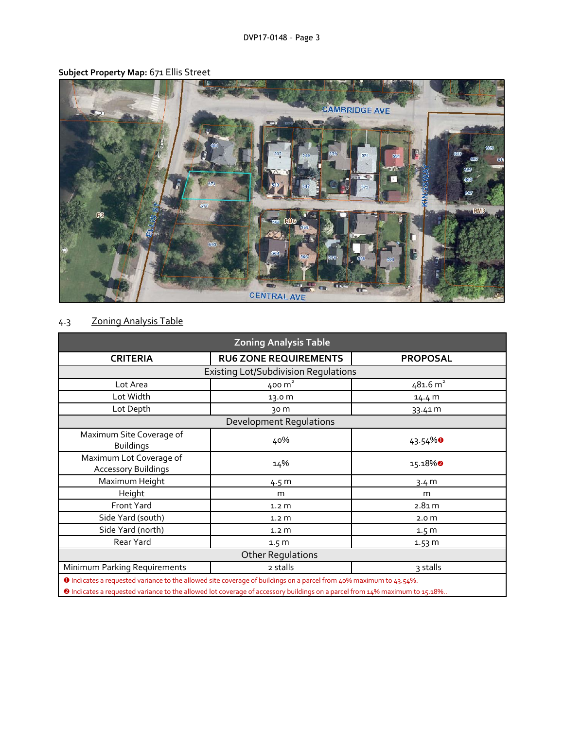**Subject Property Map:** 671 Ellis Street

4.3 Zoning Analysis Table

| Zoning Analysis Table | | |
|---|---|---|
| **CRITERIA** | **RU6 ZONE REQUIREMENTS** | **PROPOSAL** |
| Existing Lot/Subdivision Regulations | | |
| Lot Area | 400 $m^2$ | 481.6 $m^2$ |
| Lot Width | 13.0 m | 14.4 m |
| Lot Depth | 30 m | 33.41 m |
| Development Regulations | | |
| Maximum Site Coverage of Buildings | 40% | 43.54% ❶ |
| Maximum Lot Coverage of Accessory Buildings | 14% | 15.18% ❷ |
| Maximum Height | 4.5 m | 3.4 m |
| Height | m | m |
| Front Yard | 1.2 m | 2.81 m |
| Side Yard (south) | 1.2 m | 2.0 m |
| Side Yard (north) | 1.2 m | 1.5 m |
| Rear Yard | 1.5 m | 1.53 m |
| Other Regulations | | |
| Minimum Parking Requirements | 2 stalls | 3 stalls |

❶ Indicates a requested variance to the allowed site coverage of buildings on a parcel from 40% maximum to 43.54%.
❷ Indicates a requested variance to the allowed lot coverage of accessory buildings on a parcel from 14% maximum to 15.18%..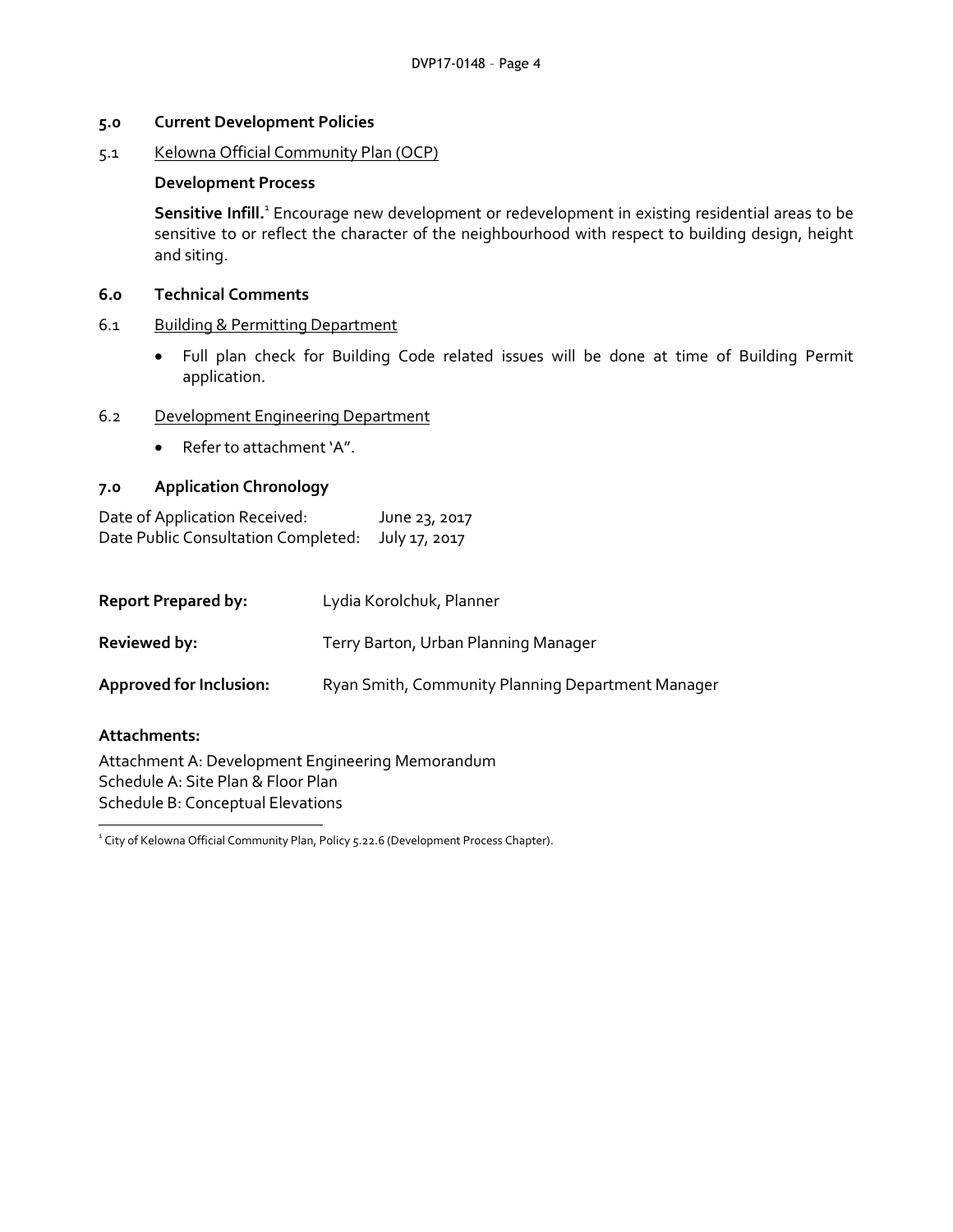## 5.0 Current Development Policies

### 5.1 Kelowna Official Community Plan (OCP)

**Development Process**

**Sensitive Infill.**[1] Encourage new development or redevelopment in existing residential areas to be sensitive to or reflect the character of the neighbourhood with respect to building design, height and siting.

## 6.0 Technical Comments

### 6.1 Building & Permitting Department

- Full plan check for Building Code related issues will be done at time of Building Permit application.

### 6.2 Development Engineering Department

- Refer to attachment 'A".

## 7.0 Application Chronology

Date of Application Received: June 23, 2017
Date Public Consultation Completed: July 17, 2017

**Report Prepared by:** Lydia Korolchuk, Planner

**Reviewed by:** Terry Barton, Urban Planning Manager

**Approved for Inclusion:** Ryan Smith, Community Planning Department Manager

**Attachments:**

Attachment A: Development Engineering Memorandum
Schedule A: Site Plan & Floor Plan
Schedule B: Conceptual Elevations

---

[1] City of Kelowna Official Community Plan, Policy 5.22.6 (Development Process Chapter).